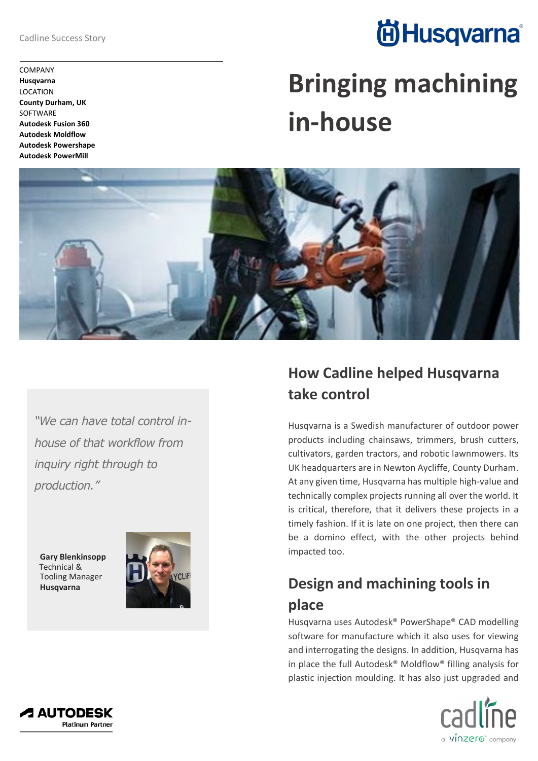Cadline Success Story

COMPANY
**Husqvarna**
LOCATION
**County Durham, UK**
SOFTWARE
**Autodesk Fusion 360**
**Autodesk Moldflow**
**Autodesk Powershape**
**Autodesk PowerMill**

# Bringing machining in-house

*"We can have total control in-house of that workflow from inquiry right through to production."*

**Gary Blenkinsopp**
Technical & Tooling Manager
**Husqvarna**

## How Cadline helped Husqvarna take control

Husqvarna is a Swedish manufacturer of outdoor power products including chainsaws, trimmers, brush cutters, cultivators, garden tractors, and robotic lawnmowers. Its UK headquarters are in Newton Aycliffe, County Durham. At any given time, Husqvarna has multiple high-value and technically complex projects running all over the world. It is critical, therefore, that it delivers these projects in a timely fashion. If it is late on one project, then there can be a domino effect, with the other projects behind impacted too.

## Design and machining tools in place

Husqvarna uses Autodesk® PowerShape® CAD modelling software for manufacture which it also uses for viewing and interrogating the designs. In addition, Husqvarna has in place the full Autodesk® Moldflow® filling analysis for plastic injection moulding. It has also just upgraded and

AUTODESK Platinum Partner

cadline a vinzero company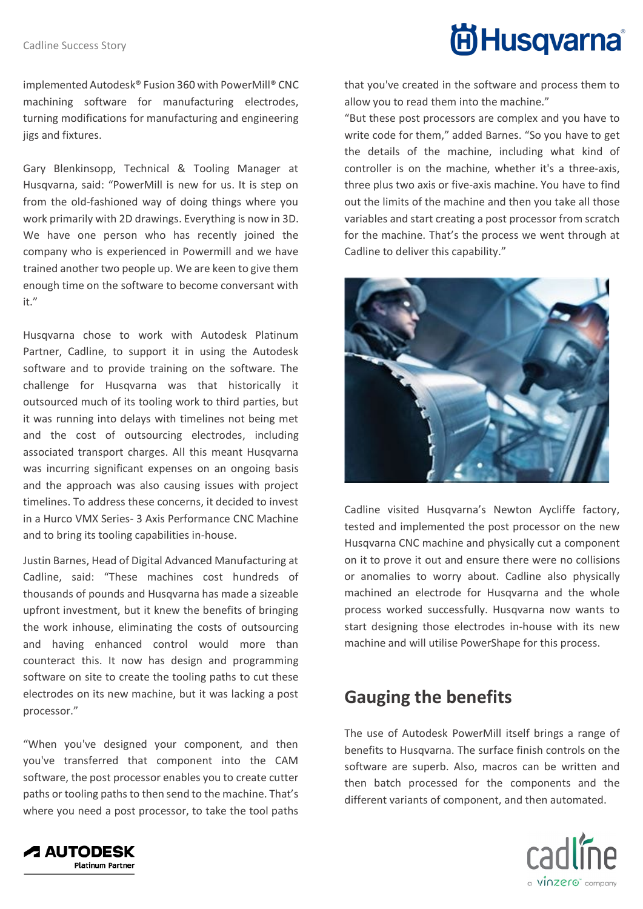implemented Autodesk® Fusion 360 with PowerMill® CNC machining software for manufacturing electrodes, turning modifications for manufacturing and engineering jigs and fixtures.

Gary Blenkinsopp, Technical & Tooling Manager at Husqvarna, said: "PowerMill is new for us. It is step on from the old-fashioned way of doing things where you work primarily with 2D drawings. Everything is now in 3D. We have one person who has recently joined the company who is experienced in Powermill and we have trained another two people up. We are keen to give them enough time on the software to become conversant with it."

Husqvarna chose to work with Autodesk Platinum Partner, Cadline, to support it in using the Autodesk software and to provide training on the software. The challenge for Husqvarna was that historically it outsourced much of its tooling work to third parties, but it was running into delays with timelines not being met and the cost of outsourcing electrodes, including associated transport charges. All this meant Husqvarna was incurring significant expenses on an ongoing basis and the approach was also causing issues with project timelines. To address these concerns, it decided to invest in a Hurco VMX Series- 3 Axis Performance CNC Machine and to bring its tooling capabilities in-house.

Justin Barnes, Head of Digital Advanced Manufacturing at Cadline, said: "These machines cost hundreds of thousands of pounds and Husqvarna has made a sizeable upfront investment, but it knew the benefits of bringing the work inhouse, eliminating the costs of outsourcing and having enhanced control would more than counteract this. It now has design and programming software on site to create the tooling paths to cut these electrodes on its new machine, but it was lacking a post processor."

"When you've designed your component, and then you've transferred that component into the CAM software, the post processor enables you to create cutter paths or tooling paths to then send to the machine. That's where you need a post processor, to take the tool paths that you've created in the software and process them to allow you to read them into the machine."

"But these post processors are complex and you have to write code for them," added Barnes. "So you have to get the details of the machine, including what kind of controller is on the machine, whether it's a three-axis, three plus two axis or five-axis machine. You have to find out the limits of the machine and then you take all those variables and start creating a post processor from scratch for the machine. That's the process we went through at Cadline to deliver this capability."

Cadline visited Husqvarna's Newton Aycliffe factory, tested and implemented the post processor on the new Husqvarna CNC machine and physically cut a component on it to prove it out and ensure there were no collisions or anomalies to worry about. Cadline also physically machined an electrode for Husqvarna and the whole process worked successfully. Husqvarna now wants to start designing those electrodes in-house with its new machine and will utilise PowerShape for this process.

## Gauging the benefits

The use of Autodesk PowerMill itself brings a range of benefits to Husqvarna. The surface finish controls on the software are superb. Also, macros can be written and then batch processed for the components and the different variants of component, and then automated.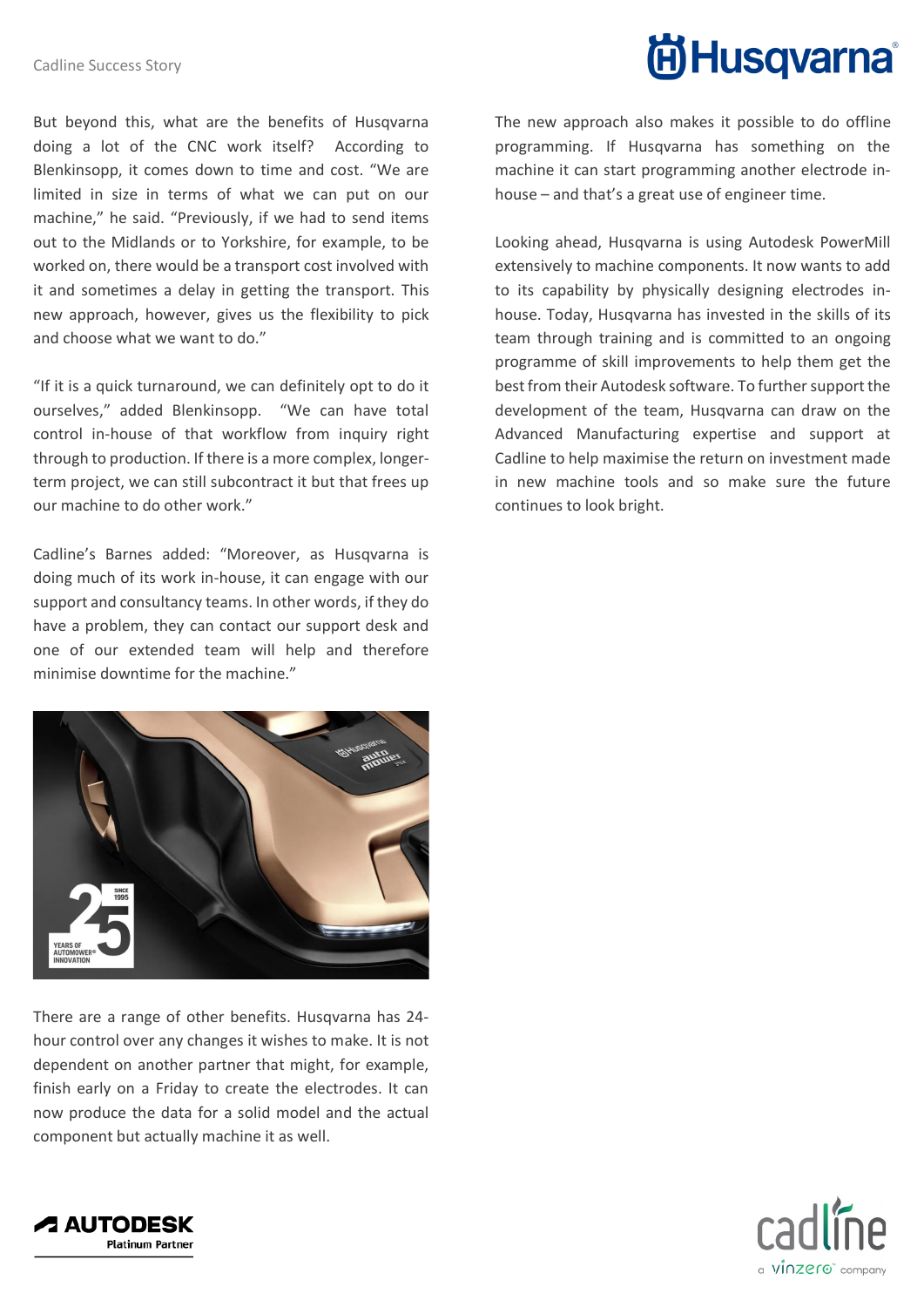But beyond this, what are the benefits of Husqvarna doing a lot of the CNC work itself? According to Blenkinsopp, it comes down to time and cost. “We are limited in size in terms of what we can put on our machine,” he said. “Previously, if we had to send items out to the Midlands or to Yorkshire, for example, to be worked on, there would be a transport cost involved with it and sometimes a delay in getting the transport. This new approach, however, gives us the flexibility to pick and choose what we want to do.”

“If it is a quick turnaround, we can definitely opt to do it ourselves,” added Blenkinsopp. “We can have total control in-house of that workflow from inquiry right through to production. If there is a more complex, longer-term project, we can still subcontract it but that frees up our machine to do other work.”

Cadline’s Barnes added: “Moreover, as Husqvarna is doing much of its work in-house, it can engage with our support and consultancy teams. In other words, if they do have a problem, they can contact our support desk and one of our extended team will help and therefore minimise downtime for the machine.”

There are a range of other benefits. Husqvarna has 24-hour control over any changes it wishes to make. It is not dependent on another partner that might, for example, finish early on a Friday to create the electrodes. It can now produce the data for a solid model and the actual component but actually machine it as well.

The new approach also makes it possible to do offline programming. If Husqvarna has something on the machine it can start programming another electrode in-house – and that’s a great use of engineer time.

Looking ahead, Husqvarna is using Autodesk PowerMill extensively to machine components. It now wants to add to its capability by physically designing electrodes in-house. Today, Husqvarna has invested in the skills of its team through training and is committed to an ongoing programme of skill improvements to help them get the best from their Autodesk software. To further support the development of the team, Husqvarna can draw on the Advanced Manufacturing expertise and support at Cadline to help maximise the return on investment made in new machine tools and so make sure the future continues to look bright.